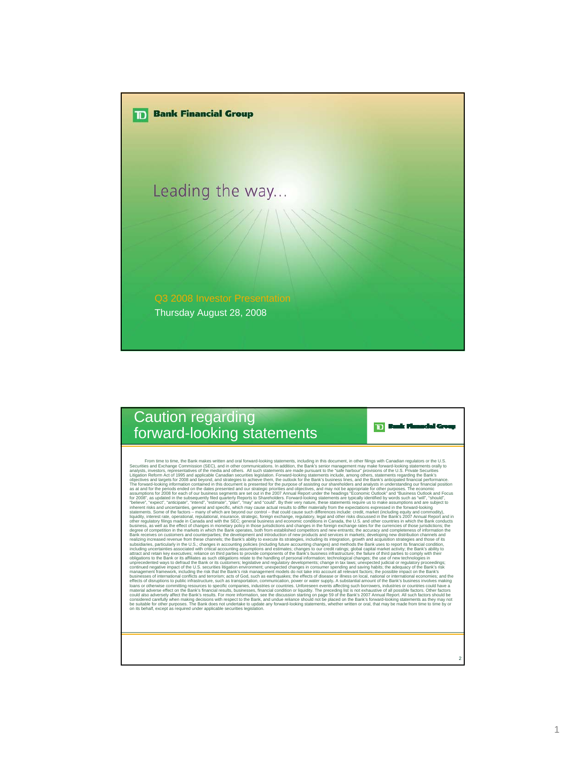**TD Bank Financial Group**

# Leading the way…

Q3 2008 Investor Presentation

Thursday August 28, 2008

---

# Caution regarding forward-looking statements

**TD Bank Financial Group**

From time to time, the Bank makes written and oral forward-looking statements, including in this document, in other filings with Canadian regulators or the U.S. Securities and Exchange Commission (SEC), and in other communications. In addition, the Bank's senior management may make forward-looking statements orally to analysts, investors, representatives of the media and others. All such statements are made pursuant to the "safe harbour" provisions of the U.S. Private Securities Litigation Reform Act of 1995 and applicable Canadian securities legislation. Forward-looking statements include, among others, statements regarding the Bank's objectives and targets for 2008 and beyond, and strategies to achieve them, the outlook for the Bank's business lines, and the Bank's anticipated financial performance. The forward-looking information contained in this document is presented for the purpose of assisting our shareholders and analysts in understanding our financial position as at and for the periods ended on the dates presented and our strategic priorities and objectives, and may not be appropriate for other purposes. The economic assumptions for 2008 for each of our business segments are set out in the 2007 Annual Report under the headings "Economic Outlook" and "Business Outlook and Focus for 2008", as updated in the subsequently filed quarterly Reports to Shareholders. Forward-looking statements are typically identified by words such as "will", "should", "believe", "expect", "anticipate", "intend", "estimate", "plan", "may" and "could". By their very nature, these statements require us to make assumptions and are subject to inherent risks and uncertainties, general and specific, which may cause actual results to differ materially from the expectations expressed in the forward-looking statements. Some of the factors – many of which are beyond our control – that could cause such differences include: credit, market (including equity and commodity), liquidity, interest rate, operational, reputational, insurance, strategic, foreign exchange, regulatory, legal and other risks discussed in the Bank's 2007 Annual Report and in other regulatory filings made in Canada and with the SEC; general business and economic conditions in Canada, the U.S. and other countries in which the Bank conducts business, as well as the effect of changes in monetary policy in those jurisdictions and changes in the foreign exchange rates for the currencies of those jurisdictions; the degree of competition in the markets in which the Bank operates, both from established competitors and new entrants; the accuracy and completeness of information the Bank receives on customers and counterparties; the development and introduction of new products and services in markets; developing new distribution channels and realizing increased revenue from these channels; the Bank's ability to execute its strategies, including its integration, growth and acquisition strategies and those of its subsidiaries, particularly in the U.S.; changes in accounting policies (including future accounting changes) and methods the Bank uses to report its financial condition, including uncertainties associated with critical accounting assumptions and estimates; changes to our credit ratings; global capital market activity; the Bank's ability to attract and retain key executives; reliance on third parties to provide components of the Bank's business infrastructure; the failure of third parties to comply with their obligations to the Bank or its affiliates as such obligations relate to the handling of personal information; technological changes; the use of new technologies in unprecedented ways to defraud the Bank or its customers; legislative and regulatory developments; change in tax laws; unexpected judicial or regulatory proceedings; continued negative impact of the U.S. securities litigation environment; unexpected changes in consumer spending and saving habits; the adequacy of the Bank's risk management framework, including the risk that the Bank's risk management models do not take into account all relevant factors; the possible impact on the Bank's businesses of international conflicts and terrorism; acts of God, such as earthquakes; the effects of disease or illness on local, national or international economies; and the effects of disruptions to public infrastructure, such as transportation, communication, power or water supply. A substantial amount of the Bank's business involves making loans or otherwise committing resources to specific companies, industries or countries. Unforeseen events affecting such borrowers, industries or countries could have a material adverse effect on the Bank's financial results, businesses, financial condition or liquidity. The preceding list is not exhaustive of all possible factors. Other factors could also adversely affect the Bank's results. For more information, see the discussion starting on page 59 of the Bank's 2007 Annual Report. All such factors should be considered carefully when making decisions with respect to the Bank, and undue reliance should not be placed on the Bank's forward-looking statements as they may not be suitable for other purposes. The Bank does not undertake to update any forward-looking statements, whether written or oral, that may be made from time to time by or on its behalf, except as required under applicable securities legislation.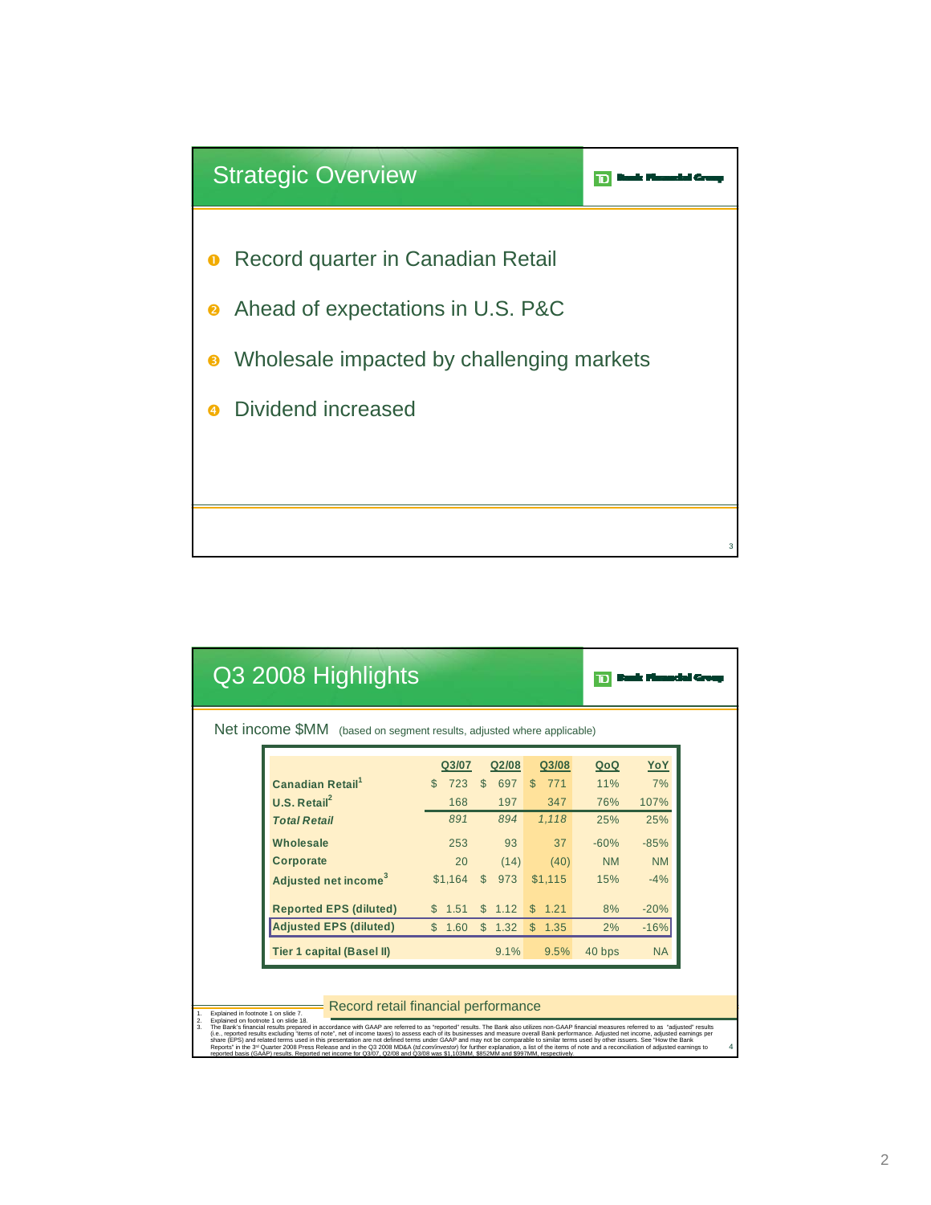## Strategic Overview

1. Record quarter in Canadian Retail
2. Ahead of expectations in U.S. P&C
3. Wholesale impacted by challenging markets
4. Dividend increased

## Q3 2008 Highlights

Net income $MM (based on segment results, adjusted where applicable)

| | Q3/07 | Q2/08 | Q3/08 | QoQ | YoY |
|---|---|---|---|---|---|
| **Canadian Retail**[1] | $ 723 | $ 697 | $ 771 | 11% | 7% |
| **U.S. Retail**[2] | 168 | 197 | 347 | 76% | 107% |
| ***Total Retail*** | *891* | *894* | *1,118* | 25% | 25% |
| **Wholesale** | 253 | 93 | 37 | -60% | -85% |
| **Corporate** | 20 | (14) | (40) | NM | NM |
| **Adjusted net income**[3] | $1,164 | $ 973 | $1,115 | 15% | -4% |
| **Reported EPS (diluted)** | $ 1.51 | $ 1.12 | $ 1.21 | 8% | -20% |
| **Adjusted EPS (diluted)** | $ 1.60 | $ 1.32 | $ 1.35 | 2% | -16% |
| **Tier 1 capital (Basel II)** | | 9.1% | 9.5% | 40 bps | NA |

Record retail financial performance

1. Explained in footnote 1 on slide 7.
2. Explained on footnote 1 on slide 18.
3. The Bank's financial results prepared in accordance with GAAP are referred to as "reported" results. The Bank also utilizes non-GAAP financial measures referred to as "adjusted" results (i.e., reported results excluding "items of note", net of income taxes) to assess each of its businesses and measure overall Bank performance. Adjusted net income, adjusted earnings per share (EPS) and related terms used in this presentation are not defined terms under GAAP and may not be comparable to similar terms used by other issuers. See "How the Bank Reports" in the 3rd Quarter 2008 Press Release and in the Q3 2008 MD&A (*td.com/investor*) for further explanation, a list of the items of note and a reconciliation of adjusted earnings to reported basis (GAAP) results. Reported net income for Q3/07, Q2/08 and Q3/08 was $1,103MM, $852MM and $997MM, respectively.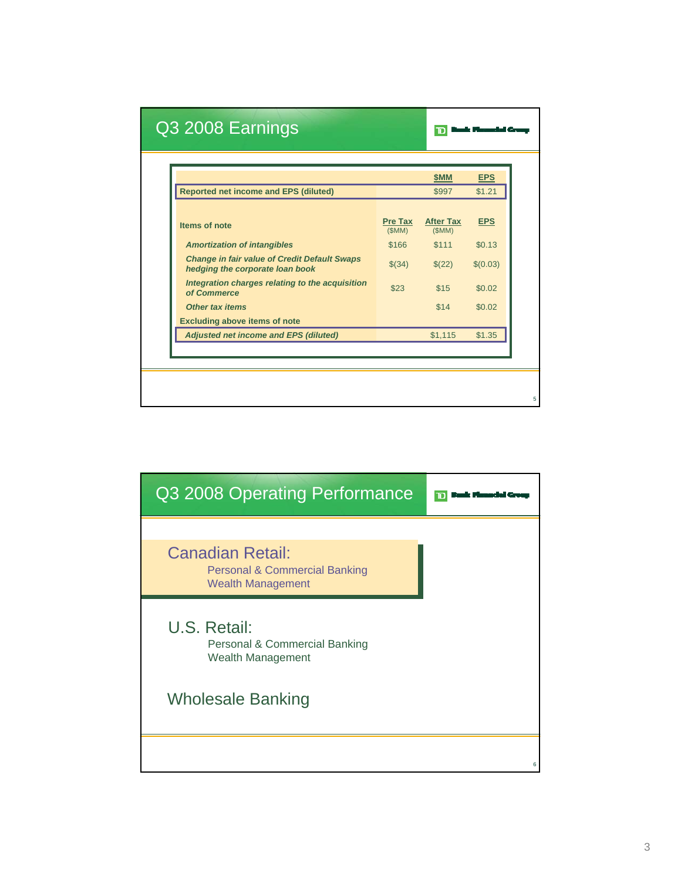## Q3 2008 Earnings

TD Bank Financial Group

| | | $MM | EPS |
|---|---|---|---|
| **Reported net income and EPS (diluted)** | | $997 | $1.21 |
| **Items of note** | **Pre Tax** ($MM) | **After Tax** ($MM) | **EPS** |
| ***Amortization of intangibles*** | $166 | $111 | $0.13 |
| ***Change in fair value of Credit Default Swaps hedging the corporate loan book*** | $(34) | $(22) | $(0.03) |
| ***Integration charges relating to the acquisition of Commerce*** | $23 | $15 | $0.02 |
| ***Other tax items*** | | $14 | $0.02 |
| **Excluding above items of note** | | | |
| ***Adjusted net income and EPS (diluted)*** | | $1,115 | $1.35 |

## Q3 2008 Operating Performance

TD Bank Financial Group

### Canadian Retail:

- Personal & Commercial Banking
- Wealth Management

### U.S. Retail:

- Personal & Commercial Banking
- Wealth Management

### Wholesale Banking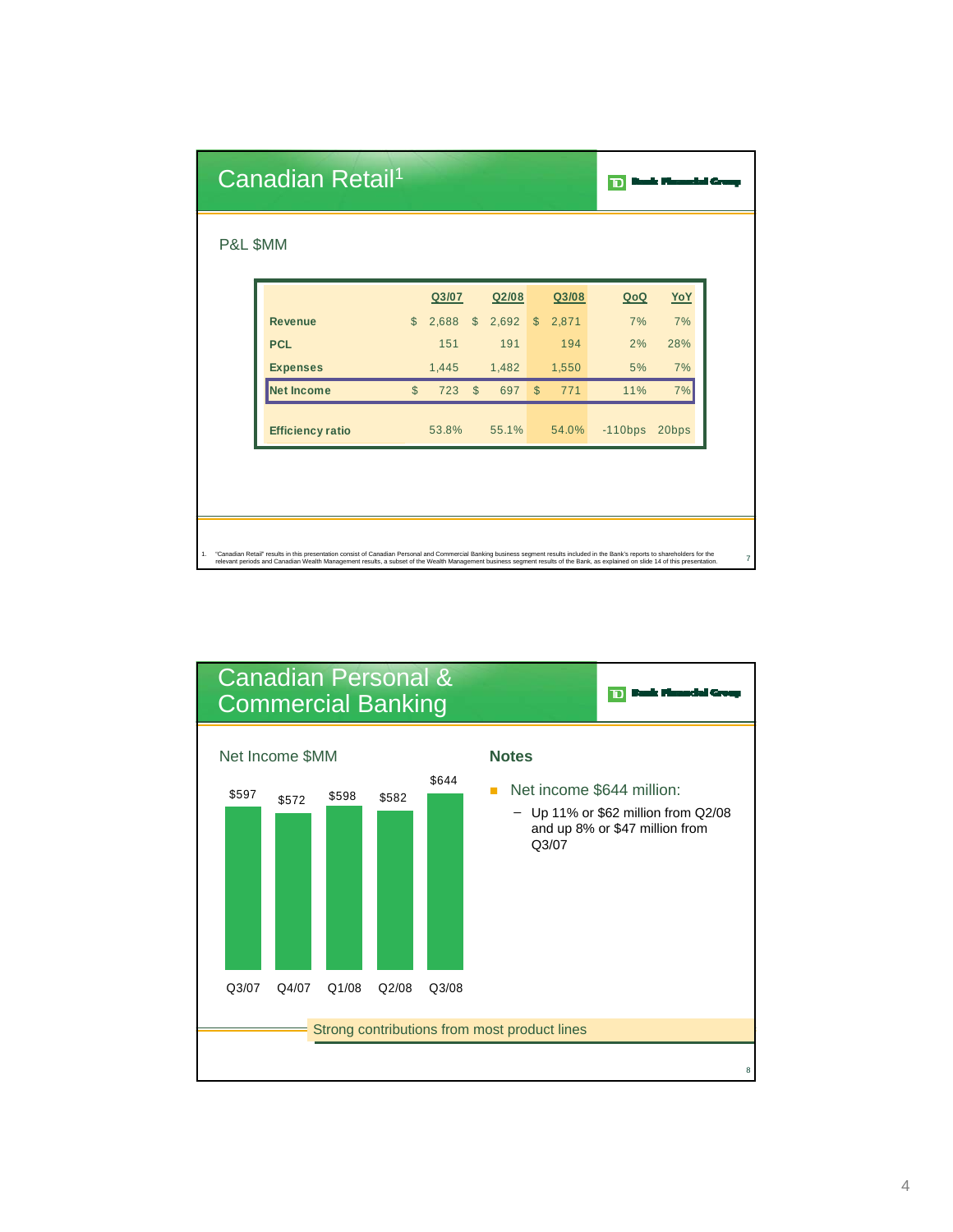# Canadian Retail[1]

TD Bank Financial Group

## P&L $MM

| | Q3/07 | Q2/08 | Q3/08 | QoQ | YoY |
|---|---|---|---|---|---|
| **Revenue** | $ 2,688 | $ 2,692 | $ 2,871 | 7% | 7% |
| **PCL** | 151 | 191 | 194 | 2% | 28% |
| **Expenses** | 1,445 | 1,482 | 1,550 | 5% | 7% |
| **Net Income** | $ 723 | $ 697 | $ 771 | 11% | 7% |
| **Efficiency ratio** | 53.8% | 55.1% | 54.0% | -110bps | 20bps |

1. "Canadian Retail" results in this presentation consist of Canadian Personal and Commercial Banking business segment results included in the Bank's reports to shareholders for the relevant periods and Canadian Wealth Management results, a subset of the Wealth Management business segment results of the Bank, as explained on slide 14 of this presentation.

# Canadian Personal & Commercial Banking

TD Bank Financial Group

## Net Income $MM

| Q3/07 | Q4/07 | Q1/08 | Q2/08 | Q3/08 |
|---|---|---|---|---|
| $597 | $572 | $598 | $582 | $644 |

## Notes

- Net income $644 million:
  - Up 11% or $62 million from Q2/08 and up 8% or $47 million from Q3/07

Strong contributions from most product lines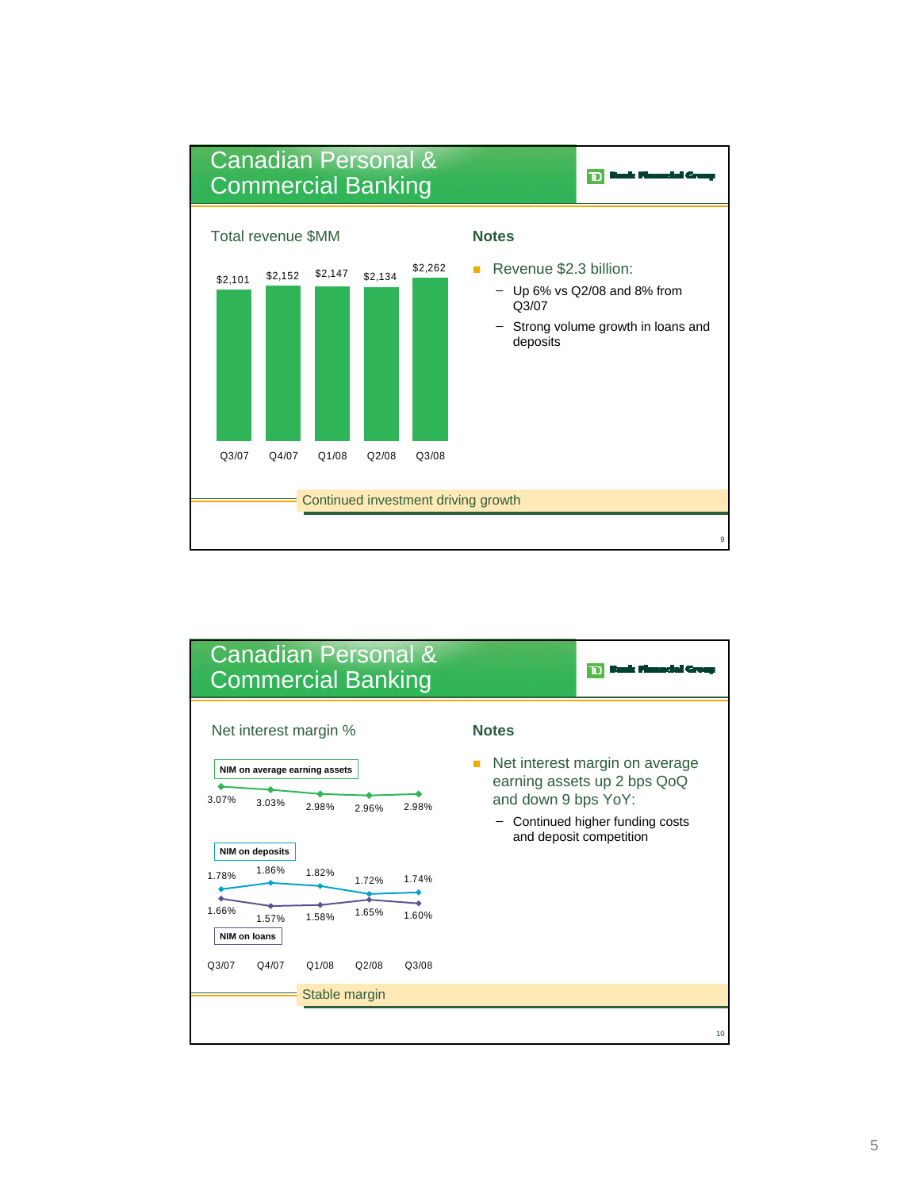## Canadian Personal & Commercial Banking

### Total revenue $MM

| Q3/07 | Q4/07 | Q1/08 | Q2/08 | Q3/08 |
|---|---|---|---|---|
| $2,101 | $2,152 | $2,147 | $2,134 | $2,262 |

### Notes

- Revenue $2.3 billion:
  - Up 6% vs Q2/08 and 8% from Q3/07
  - Strong volume growth in loans and deposits

Continued investment driving growth

## Canadian Personal & Commercial Banking

### Net interest margin %

| | Q3/07 | Q4/07 | Q1/08 | Q2/08 | Q3/08 |
|---|---|---|---|---|---|
| NIM on average earning assets | 3.07% | 3.03% | 2.98% | 2.96% | 2.98% |
| NIM on deposits | 1.78% | 1.86% | 1.82% | 1.72% | 1.74% |
| NIM on loans | 1.66% | 1.57% | 1.58% | 1.65% | 1.60% |

### Notes

- Net interest margin on average earning assets up 2 bps QoQ and down 9 bps YoY:
  - Continued higher funding costs and deposit competition

Stable margin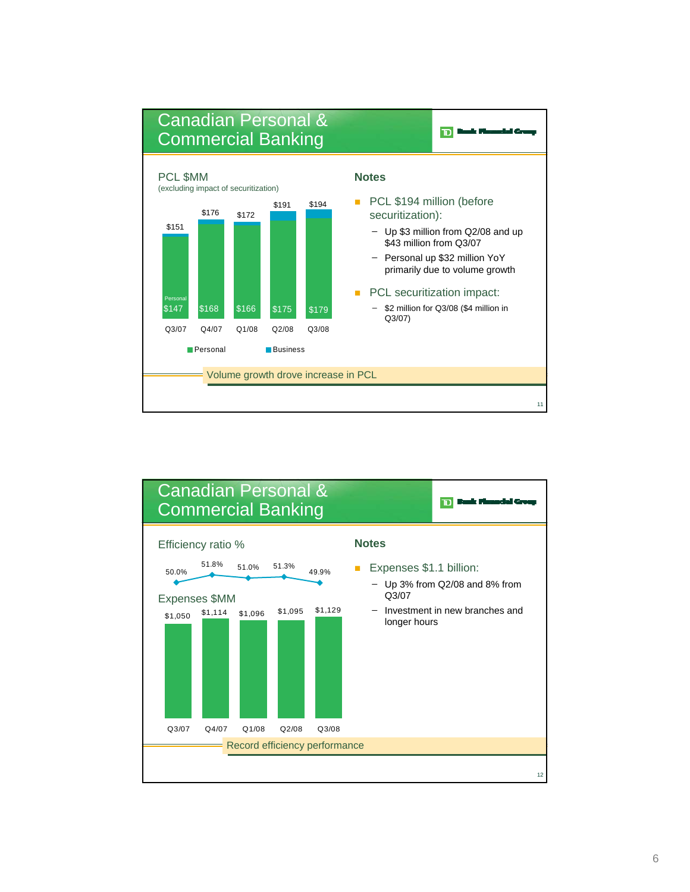## Canadian Personal & Commercial Banking

TD Bank Financial Group

### PCL $MM
(excluding impact of securitization)

| | Q3/07 | Q4/07 | Q1/08 | Q2/08 | Q3/08 |
|---|---|---|---|---|---|
| Total | $151 | $176 | $172 | $191 | $194 |
| Personal | $147 | $168 | $166 | $175 | $179 |

Personal / Business

**Notes**

- PCL $194 million (before securitization):
  - Up $3 million from Q2/08 and up $43 million from Q3/07
  - Personal up $32 million YoY primarily due to volume growth
- PCL securitization impact:
  - $2 million for Q3/08 ($4 million in Q3/07)

Volume growth drove increase in PCL

## Canadian Personal & Commercial Banking

TD Bank Financial Group

### Efficiency ratio %

### Expenses $MM

| | Q3/07 | Q4/07 | Q1/08 | Q2/08 | Q3/08 |
|---|---|---|---|---|---|
| Efficiency ratio % | 50.0% | 51.8% | 51.0% | 51.3% | 49.9% |
| Expenses $MM | $1,050 | $1,114 | $1,096 | $1,095 | $1,129 |

**Notes**

- Expenses $1.1 billion:
  - Up 3% from Q2/08 and 8% from Q3/07
  - Investment in new branches and longer hours

Record efficiency performance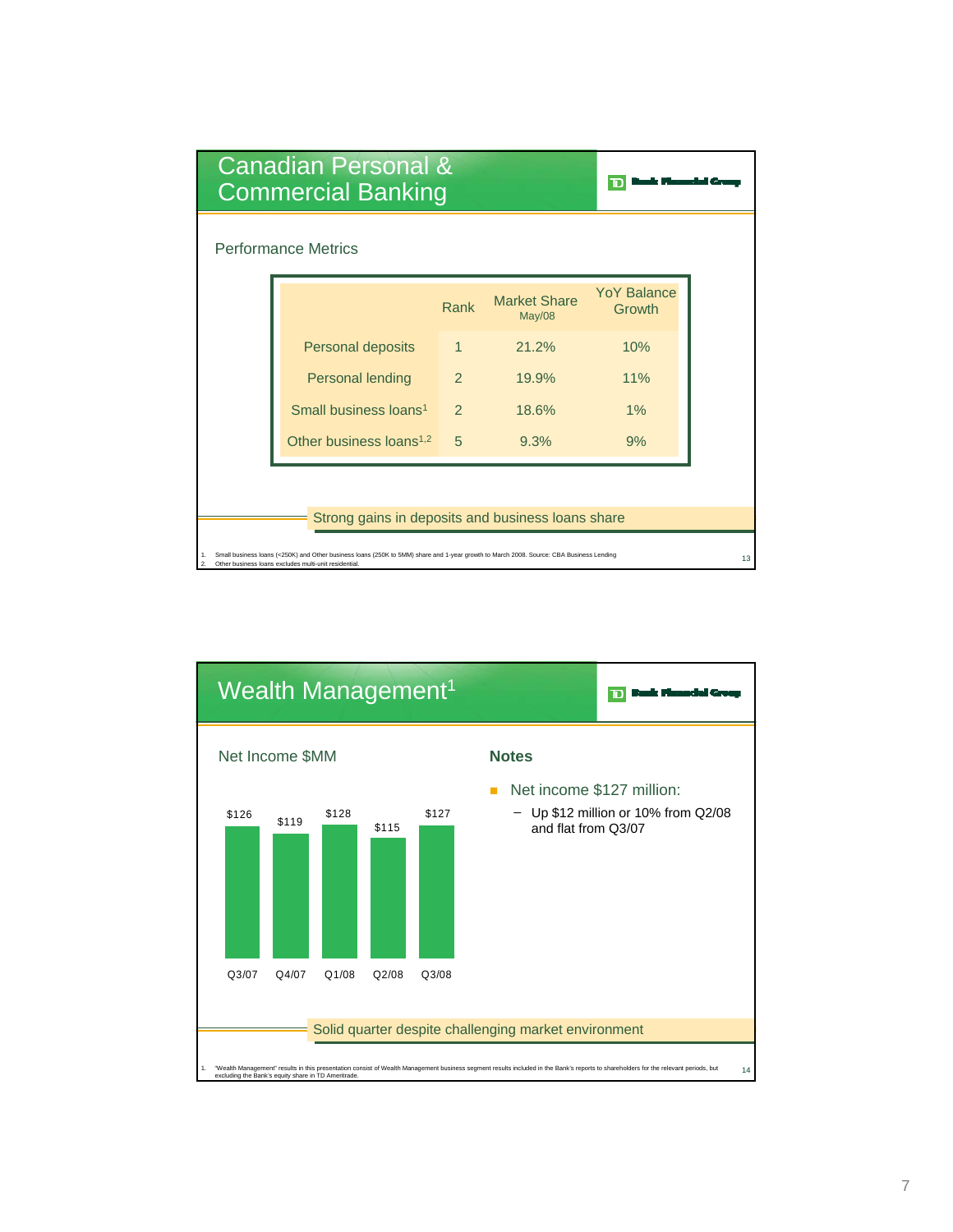# Canadian Personal & Commercial Banking

TD Bank Financial Group

## Performance Metrics

| | Rank | Market Share May/08 | YoY Balance Growth |
|---|---|---|---|
| Personal deposits | 1 | 21.2% | 10% |
| Personal lending | 2 | 19.9% | 11% |
| Small business loans[1] | 2 | 18.6% | 1% |
| Other business loans[1,2] | 5 | 9.3% | 9% |

Strong gains in deposits and business loans share

1. Small business loans (<250K) and Other business loans (250K to 5MM) share and 1-year growth to March 2008. Source: CBA Business Lending
2. Other business loans excludes multi-unit residential.

# Wealth Management[1]

TD Bank Financial Group

## Net Income $MM

| Q3/07 | Q4/07 | Q1/08 | Q2/08 | Q3/08 |
|---|---|---|---|---|
| $126 | $119 | $128 | $115 | $127 |

## Notes

- Net income $127 million:
  - Up $12 million or 10% from Q2/08 and flat from Q3/07

Solid quarter despite challenging market environment

1. "Wealth Management" results in this presentation consist of Wealth Management business segment results included in the Bank's reports to shareholders for the relevant periods, but excluding the Bank's equity share in TD Ameritrade.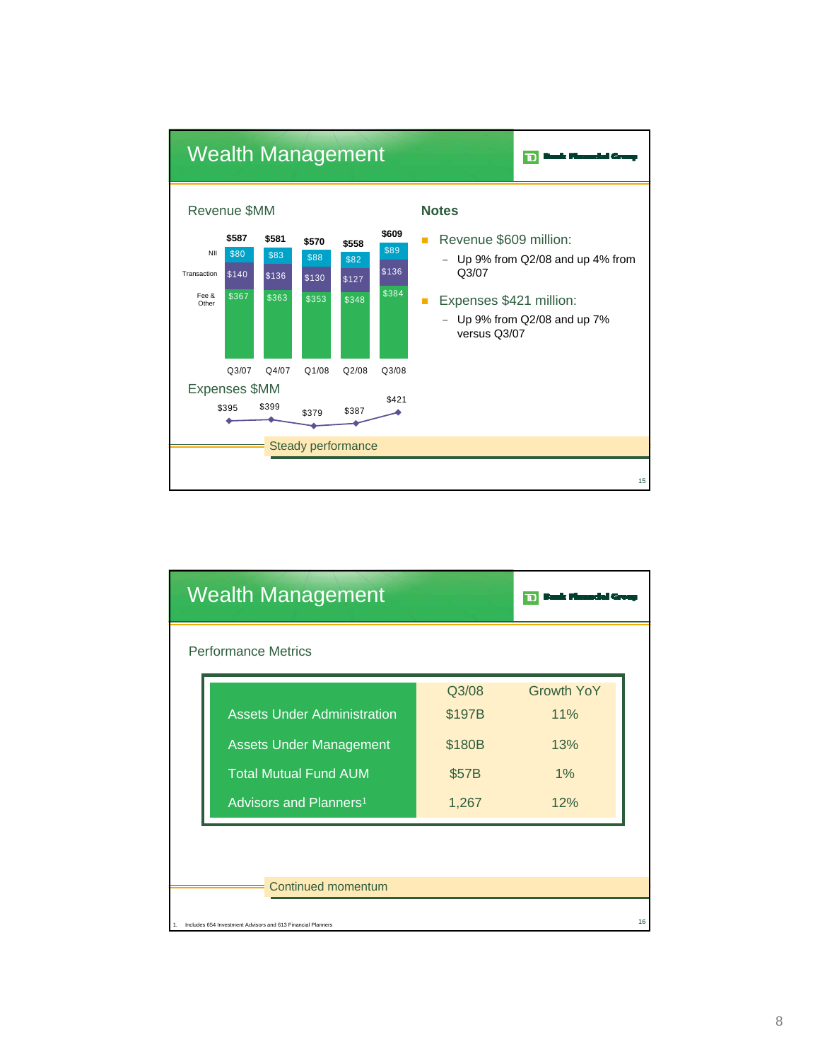## Wealth Management

TD Bank Financial Group

### Revenue $MM

| | Q3/07 | Q4/07 | Q1/08 | Q2/08 | Q3/08 |
|---|---|---|---|---|---|
| NII | $80 | $83 | $88 | $82 | $89 |
| Transaction | $140 | $136 | $130 | $127 | $136 |
| Fee & Other | $367 | $363 | $353 | $348 | $384 |
| Total | $587 | $581 | $570 | $558 | $609 |

### Expenses $MM

| Q3/07 | Q4/07 | Q1/08 | Q2/08 | Q3/08 |
|---|---|---|---|---|
| $395 | $399 | $379 | $387 | $421 |

### Notes

- Revenue $609 million:
  - Up 9% from Q2/08 and up 4% from Q3/07
- Expenses $421 million:
  - Up 9% from Q2/08 and up 7% versus Q3/07

Steady performance

## Wealth Management

TD Bank Financial Group

### Performance Metrics

| | Q3/08 | Growth YoY |
|---|---|---|
| Assets Under Administration | $197B | 11% |
| Assets Under Management | $180B | 13% |
| Total Mutual Fund AUM | $57B | 1% |
| Advisors and Planners[1] | 1,267 | 12% |

Continued momentum

1. Includes 654 Investment Advisors and 613 Financial Planners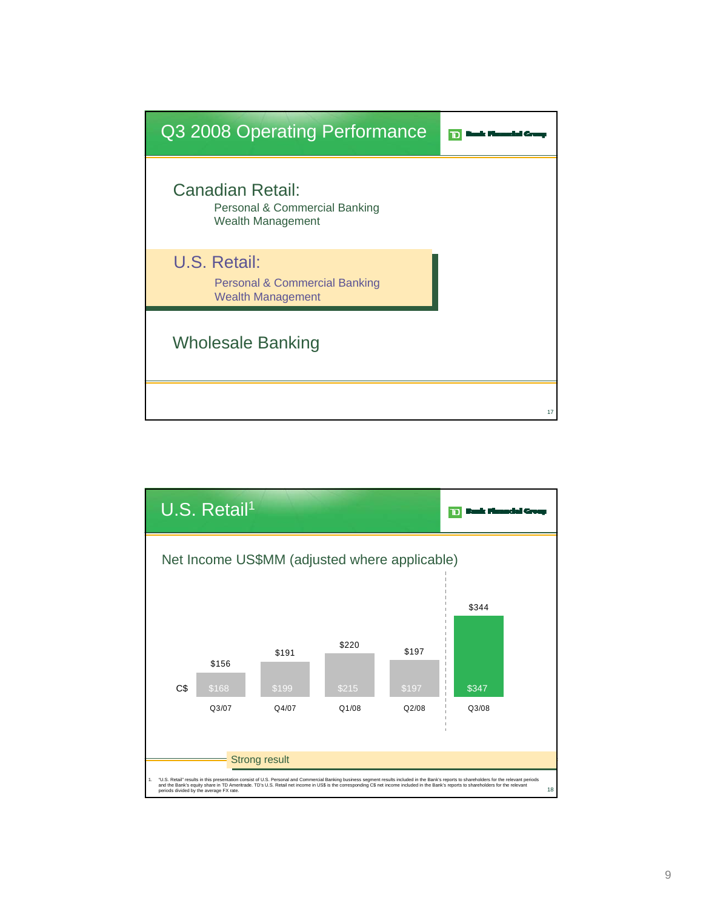# Q3 2008 Operating Performance

## Canadian Retail:

Personal & Commercial Banking
Wealth Management

## U.S. Retail:

Personal & Commercial Banking
Wealth Management

## Wholesale Banking

# U.S. Retail[1]

Net Income US$MM (adjusted where applicable)

| | Q3/07 | Q4/07 | Q1/08 | Q2/08 | Q3/08 |
|---|---|---|---|---|---|
| US$ | $156 | $191 | $220 | $197 | $344 |
| C$ | $168 | $199 | $215 | $197 | $347 |

Strong result

1. "U.S. Retail" results in this presentation consist of U.S. Personal and Commercial Banking business segment results included in the Bank's reports to shareholders for the relevant periods and the Bank's equity share in TD Ameritrade. TD's U.S. Retail net income in US$ is the corresponding C$ net income included in the Bank's reports to shareholders for the relevant periods divided by the average FX rate.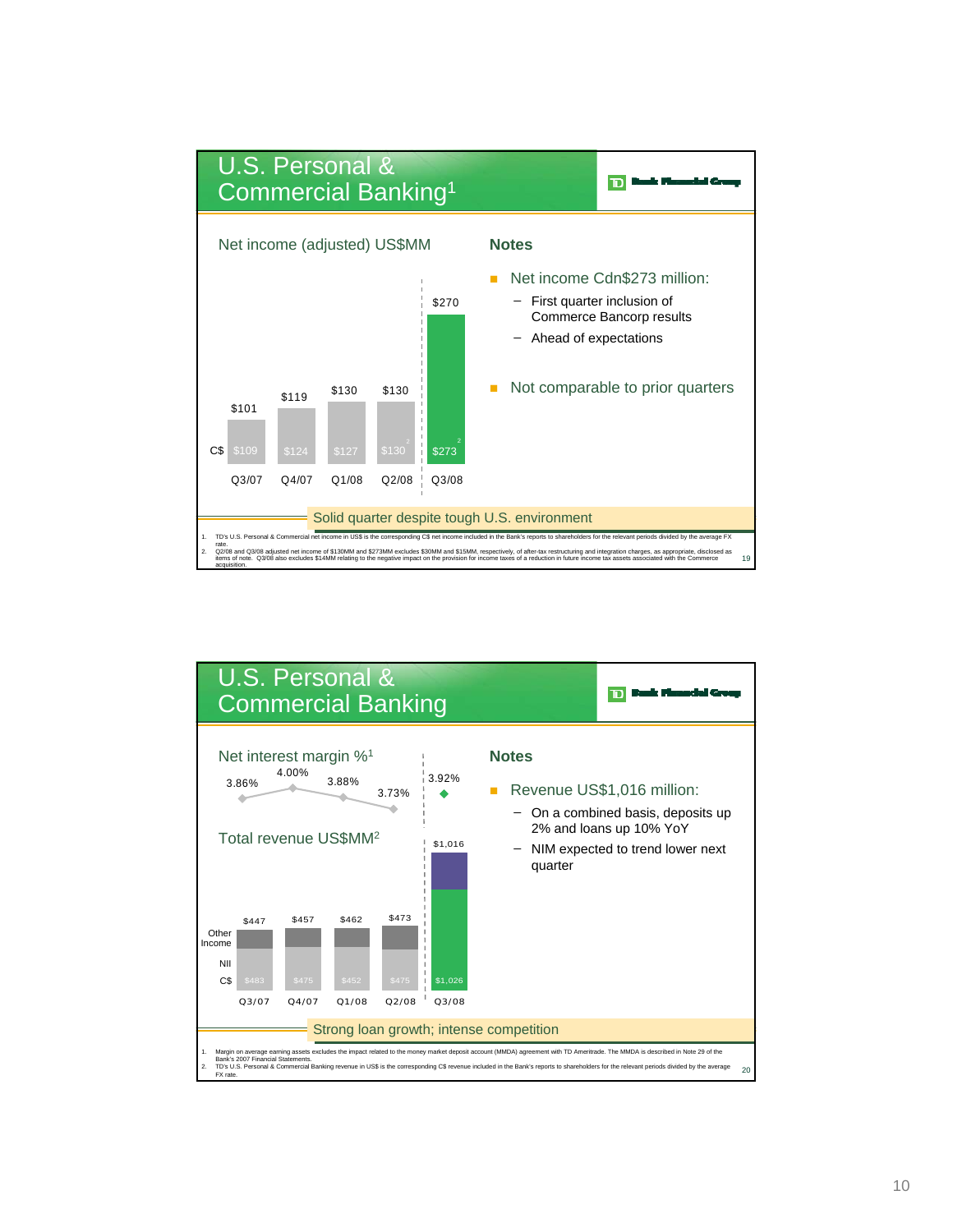## U.S. Personal & Commercial Banking[1]

TD Bank Financial Group

**Net income (adjusted) US$MM**

| | Q3/07 | Q4/07 | Q1/08 | Q2/08 | Q3/08 |
|---|---|---|---|---|---|
| US$ | $101 | $119 | $130 | $130 | $270 |
| C$ | $109 | $124 | $127 | $130[2] | $273[2] |

**Notes**

- Net income Cdn$273 million:
  - First quarter inclusion of Commerce Bancorp results
  - Ahead of expectations
- Not comparable to prior quarters

Solid quarter despite tough U.S. environment

1. TD's U.S. Personal & Commercial net income in US$ is the corresponding C$ net income included in the Bank's reports to shareholders for the relevant periods divided by the average FX rate.
2. Q2/08 and Q3/08 adjusted net income of $130MM and $273MM excludes $30MM and $15MM, respectively, of after-tax restructuring and integration charges, as appropriate, disclosed as items of note. Q3/08 also excludes $14MM relating to the negative impact on the provision for income taxes of a reduction in future income tax assets associated with the Commerce acquisition.

## U.S. Personal & Commercial Banking

TD Bank Financial Group

**Net interest margin %[1]**

| Q3/07 | Q4/07 | Q1/08 | Q2/08 | Q3/08 |
|---|---|---|---|---|
| 3.86% | 4.00% | 3.88% | 3.73% | 3.92% |

**Total revenue US$MM[2]** (Other Income, NII)

| | Q3/07 | Q4/07 | Q1/08 | Q2/08 | Q3/08 |
|---|---|---|---|---|---|
| US$ | $447 | $457 | $462 | $473 | $1,016 |
| C$ | $483 | $475 | $452 | $475 | $1,026 |

**Notes**

- Revenue US$1,016 million:
  - On a combined basis, deposits up 2% and loans up 10% YoY
  - NIM expected to trend lower next quarter

Strong loan growth; intense competition

1. Margin on average earning assets excludes the impact related to the money market deposit account (MMDA) agreement with TD Ameritrade. The MMDA is described in Note 29 of the Bank's 2007 Financial Statements.
2. TD's U.S. Personal & Commercial Banking revenue in US$ is the corresponding C$ revenue included in the Bank's reports to shareholders for the relevant periods divided by the average FX rate.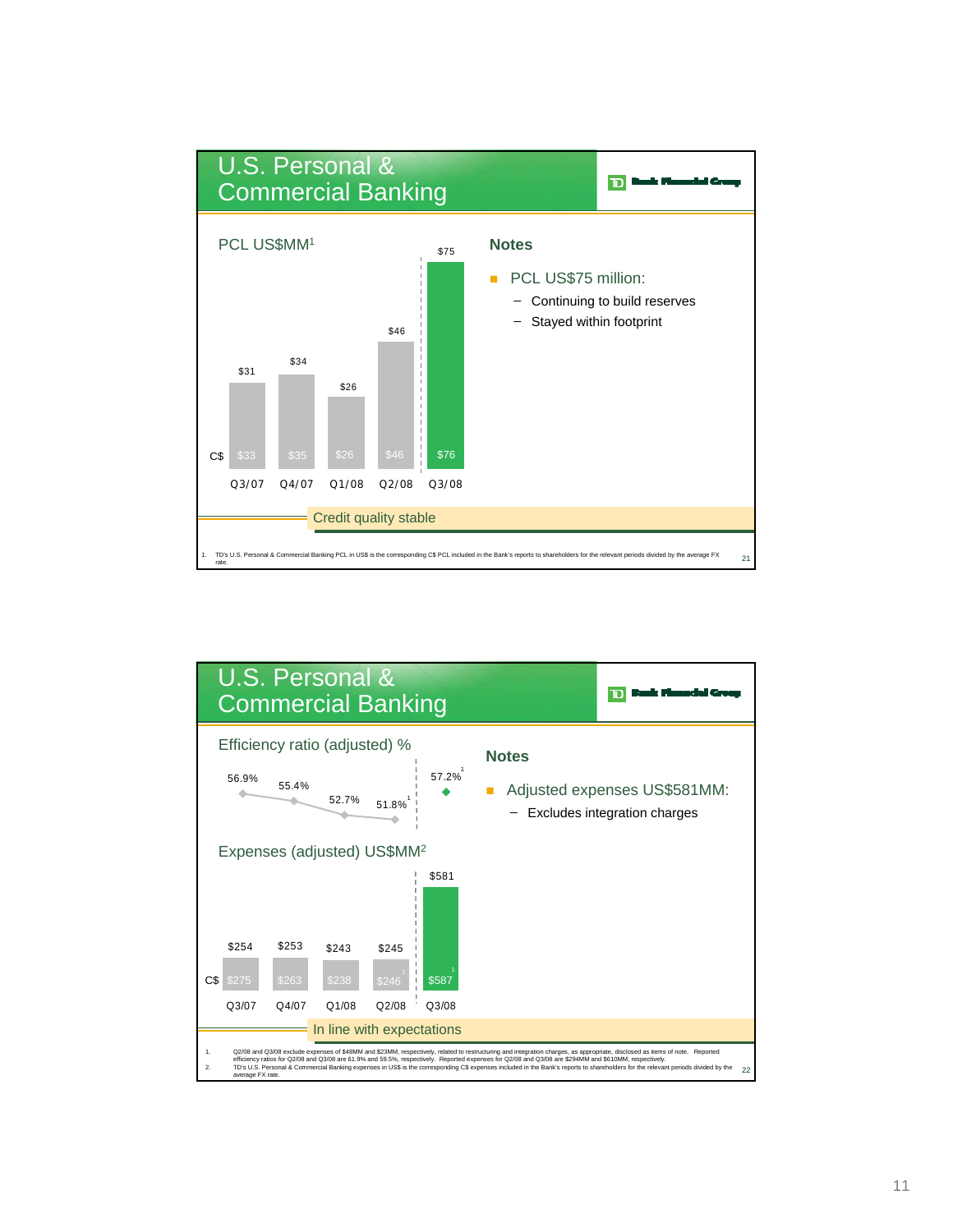## U.S. Personal & Commercial Banking

TD Bank Financial Group

### PCL US$MM[1]

| | Q3/07 | Q4/07 | Q1/08 | Q2/08 | Q3/08 |
|---|---|---|---|---|---|
| US$ | $31 | $34 | $26 | $46 | $75 |
| C$ | $33 | $35 | $26 | $46 | $76 |

**Notes**

- PCL US$75 million:
  - Continuing to build reserves
  - Stayed within footprint

Credit quality stable

1. TD's U.S. Personal & Commercial Banking PCL in US$ is the corresponding C$ PCL included in the Bank's reports to shareholders for the relevant periods divided by the average FX rate.

---

## U.S. Personal & Commercial Banking

TD Bank Financial Group

### Efficiency ratio (adjusted) %

| Q3/07 | Q4/07 | Q1/08 | Q2/08 | Q3/08 |
|---|---|---|---|---|
| 56.9% | 55.4% | 52.7% | 51.8%[1] | 57.2%[1] |

### Expenses (adjusted) US$MM[2]

| | Q3/07 | Q4/07 | Q1/08 | Q2/08 | Q3/08 |
|---|---|---|---|---|---|
| US$ | $254 | $253 | $243 | $245 | $581 |
| C$ | $275 | $263 | $238 | $246[1] | $587[1] |

**Notes**

- Adjusted expenses US$581MM:
  - Excludes integration charges

In line with expectations

1. Q2/08 and Q3/08 exclude expenses of $48MM and $23MM, respectively, related to restructuring and integration charges, as appropriate, disclosed as items of note. Reported efficiency ratios for Q2/08 and Q3/08 are 61.9% and 59.5%, respectively. Reported expenses for Q2/08 and Q3/08 are $294MM and $610MM, respectively.
2. TD's U.S. Personal & Commercial Banking expenses in US$ is the corresponding C$ expenses included in the Bank's reports to shareholders for the relevant periods divided by the average FX rate.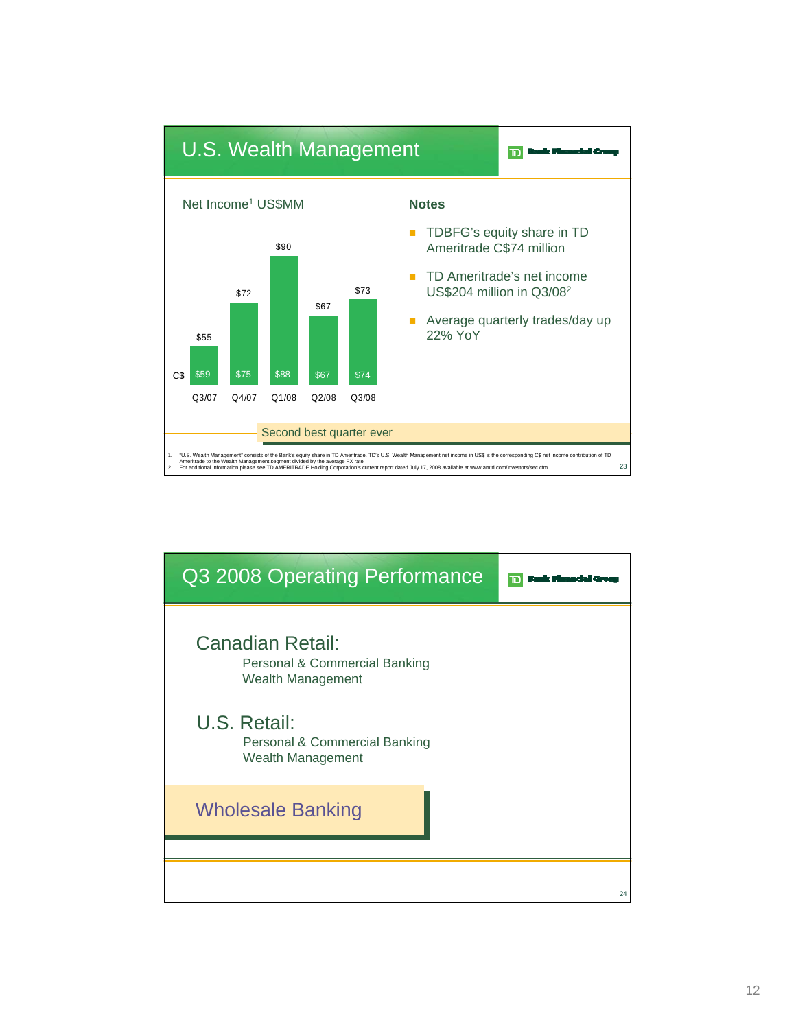## U.S. Wealth Management

TD Bank Financial Group

**Net Income[1] US$MM**

| | Q3/07 | Q4/07 | Q1/08 | Q2/08 | Q3/08 |
|---|---|---|---|---|---|
| US$ | $55 | $72 | $90 | $67 | $73 |
| C$ | $59 | $75 | $88 | $67 | $74 |

**Notes**

- TDBFG's equity share in TD Ameritrade C$74 million
- TD Ameritrade's net income US$204 million in Q3/08[2]
- Average quarterly trades/day up 22% YoY

Second best quarter ever

1. "U.S. Wealth Management" consists of the Bank's equity share in TD Ameritrade. TD's U.S. Wealth Management net income in US$ is the corresponding C$ net income contribution of TD Ameritrade to the Wealth Management segment divided by the average FX rate.
2. For additional information please see TD AMERITRADE Holding Corporation's current report dated July 17, 2008 available at www.amtd.com/investors/sec.cfm.

## Q3 2008 Operating Performance

TD Bank Financial Group

**Canadian Retail:**
- Personal & Commercial Banking
- Wealth Management

**U.S. Retail:**
- Personal & Commercial Banking
- Wealth Management

**Wholesale Banking**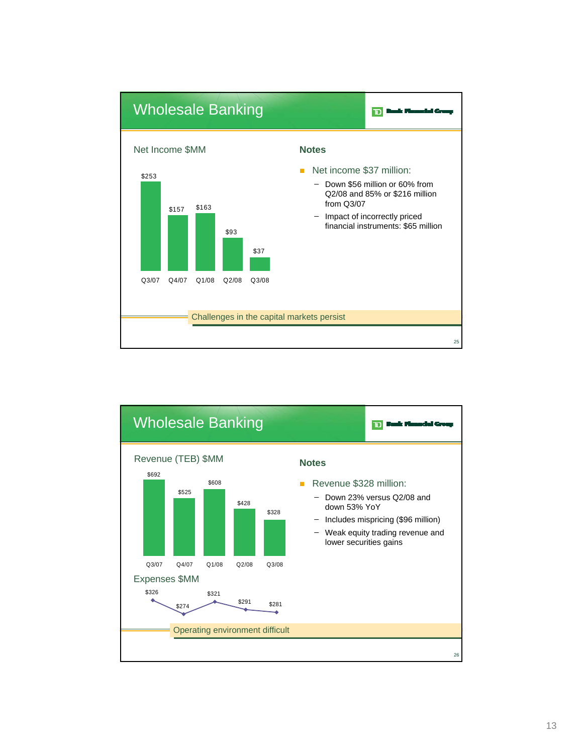## Wholesale Banking

**Net Income $MM**

| Q3/07 | Q4/07 | Q1/08 | Q2/08 | Q3/08 |
|---|---|---|---|---|
| $253 | $157 | $163 | $93 | $37 |

**Notes**

- Net income $37 million:
  - Down $56 million or 60% from Q2/08 and 85% or $216 million from Q3/07
  - Impact of incorrectly priced financial instruments: $65 million

Challenges in the capital markets persist

## Wholesale Banking

**Revenue (TEB) $MM**

| Q3/07 | Q4/07 | Q1/08 | Q2/08 | Q3/08 |
|---|---|---|---|---|
| $692 | $525 | $608 | $428 | $328 |

**Expenses $MM**

| Q3/07 | Q4/07 | Q1/08 | Q2/08 | Q3/08 |
|---|---|---|---|---|
| $326 | $274 | $321 | $291 | $281 |

**Notes**

- Revenue $328 million:
  - Down 23% versus Q2/08 and down 53% YoY
  - Includes mispricing ($96 million)
  - Weak equity trading revenue and lower securities gains

Operating environment difficult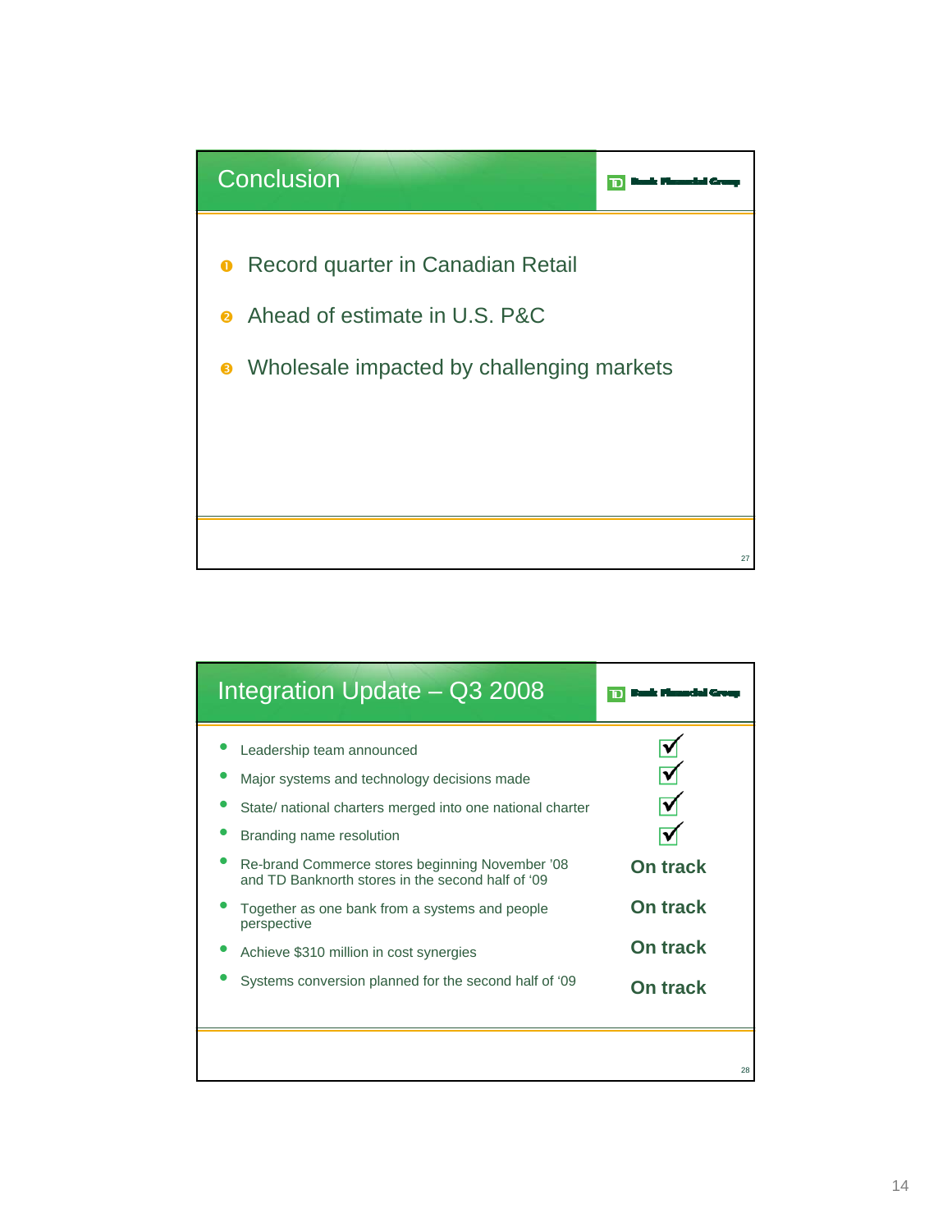## Conclusion

1. Record quarter in Canadian Retail
2. Ahead of estimate in U.S. P&C
3. Wholesale impacted by challenging markets

## Integration Update – Q3 2008

| | |
|---|---|
| Leadership team announced | ✓ |
| Major systems and technology decisions made | ✓ |
| State/ national charters merged into one national charter | ✓ |
| Branding name resolution | ✓ |
| Re-brand Commerce stores beginning November '08 and TD Banknorth stores in the second half of '09 | **On track** |
| Together as one bank from a systems and people perspective | **On track** |
| Achieve $310 million in cost synergies | **On track** |
| Systems conversion planned for the second half of '09 | **On track** |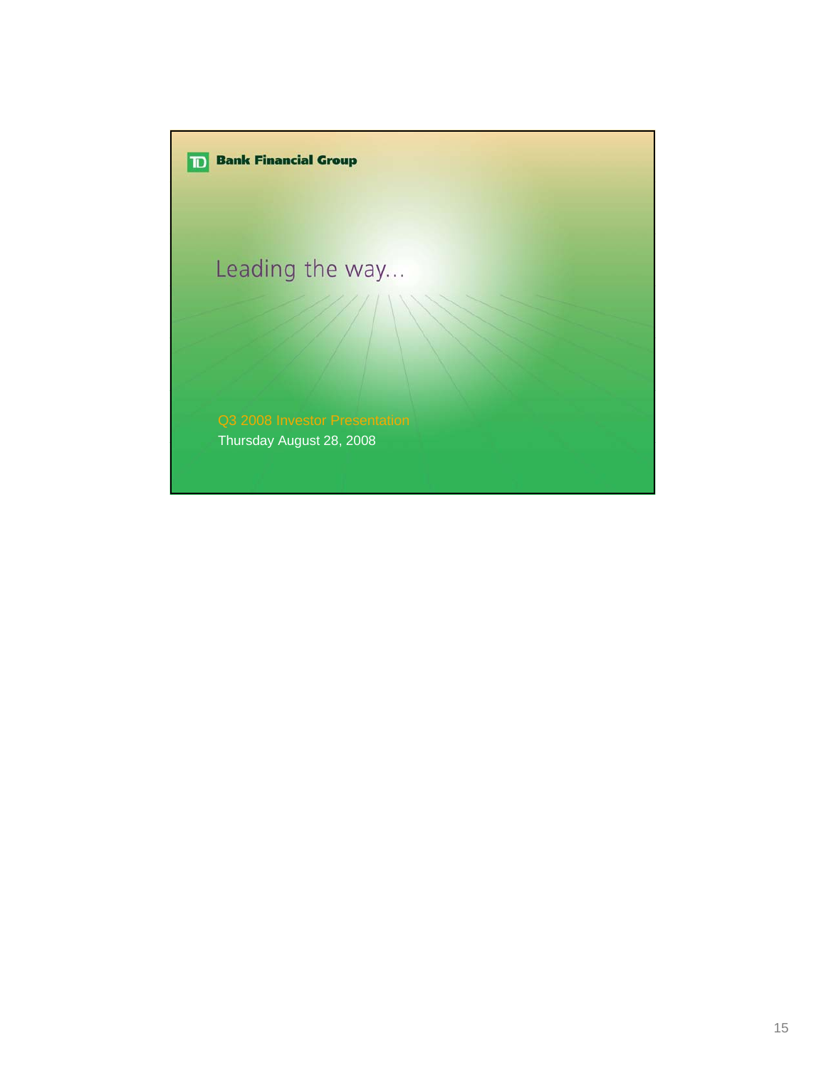TD Bank Financial Group

# Leading the way…

Q3 2008 Investor Presentation

Thursday August 28, 2008